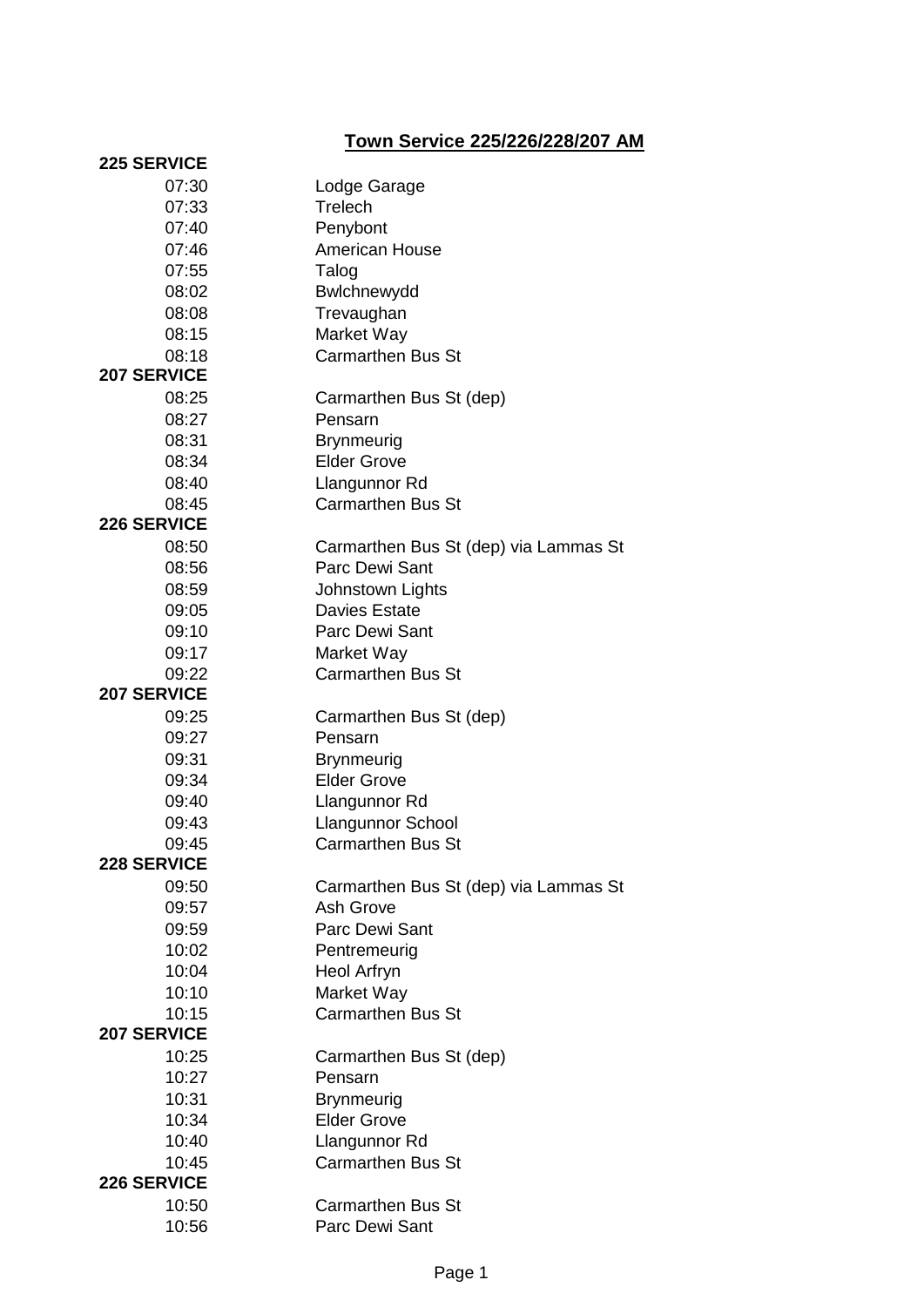# Town Service 225/226/228/207 AM

| | |
|---|---|
| **225 SERVICE** | |
| 07:30 | Lodge Garage |
| 07:33 | Trelech |
| 07:40 | Penybont |
| 07:46 | American House |
| 07:55 | Talog |
| 08:02 | Bwlchnewydd |
| 08:08 | Trevaughan |
| 08:15 | Market Way |
| 08:18 | Carmarthen Bus St |
| **207 SERVICE** | |
| 08:25 | Carmarthen Bus St (dep) |
| 08:27 | Pensarn |
| 08:31 | Brynmeurig |
| 08:34 | Elder Grove |
| 08:40 | Llangunnor Rd |
| 08:45 | Carmarthen Bus St |
| **226 SERVICE** | |
| 08:50 | Carmarthen Bus St (dep) via Lammas St |
| 08:56 | Parc Dewi Sant |
| 08:59 | Johnstown Lights |
| 09:05 | Davies Estate |
| 09:10 | Parc Dewi Sant |
| 09:17 | Market Way |
| 09:22 | Carmarthen Bus St |
| **207 SERVICE** | |
| 09:25 | Carmarthen Bus St (dep) |
| 09:27 | Pensarn |
| 09:31 | Brynmeurig |
| 09:34 | Elder Grove |
| 09:40 | Llangunnor Rd |
| 09:43 | Llangunnor School |
| 09:45 | Carmarthen Bus St |
| **228 SERVICE** | |
| 09:50 | Carmarthen Bus St (dep) via Lammas St |
| 09:57 | Ash Grove |
| 09:59 | Parc Dewi Sant |
| 10:02 | Pentremeurig |
| 10:04 | Heol Arfryn |
| 10:10 | Market Way |
| 10:15 | Carmarthen Bus St |
| **207 SERVICE** | |
| 10:25 | Carmarthen Bus St (dep) |
| 10:27 | Pensarn |
| 10:31 | Brynmeurig |
| 10:34 | Elder Grove |
| 10:40 | Llangunnor Rd |
| 10:45 | Carmarthen Bus St |
| **226 SERVICE** | |
| 10:50 | Carmarthen Bus St |
| 10:56 | Parc Dewi Sant |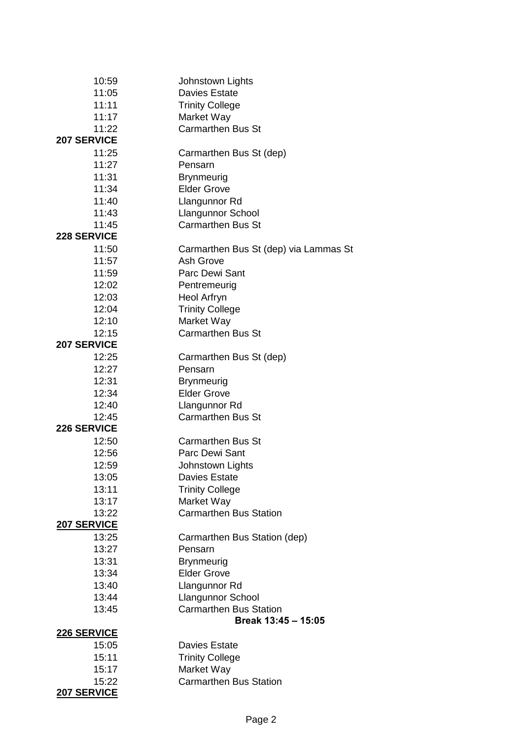| | |
|---|---|
| 10:59 | Johnstown Lights |
| 11:05 | Davies Estate |
| 11:11 | Trinity College |
| 11:17 | Market Way |
| 11:22 | Carmarthen Bus St |
| **207 SERVICE** | |
| 11:25 | Carmarthen Bus St (dep) |
| 11:27 | Pensarn |
| 11:31 | Brynmeurig |
| 11:34 | Elder Grove |
| 11:40 | Llangunnor Rd |
| 11:43 | Llangunnor School |
| 11:45 | Carmarthen Bus St |
| **228 SERVICE** | |
| 11:50 | Carmarthen Bus St (dep) via Lammas St |
| 11:57 | Ash Grove |
| 11:59 | Parc Dewi Sant |
| 12:02 | Pentremeurig |
| 12:03 | Heol Arfryn |
| 12:04 | Trinity College |
| 12:10 | Market Way |
| 12:15 | Carmarthen Bus St |
| **207 SERVICE** | |
| 12:25 | Carmarthen Bus St (dep) |
| 12:27 | Pensarn |
| 12:31 | Brynmeurig |
| 12:34 | Elder Grove |
| 12:40 | Llangunnor Rd |
| 12:45 | Carmarthen Bus St |
| **226 SERVICE** | |
| 12:50 | Carmarthen Bus St |
| 12:56 | Parc Dewi Sant |
| 12:59 | Johnstown Lights |
| 13:05 | Davies Estate |
| 13:11 | Trinity College |
| 13:17 | Market Way |
| 13:22 | Carmarthen Bus Station |
| **207 SERVICE** | |
| 13:25 | Carmarthen Bus Station (dep) |
| 13:27 | Pensarn |
| 13:31 | Brynmeurig |
| 13:34 | Elder Grove |
| 13:40 | Llangunnor Rd |
| 13:44 | Llangunnor School |
| 13:45 | Carmarthen Bus Station |
| | **Break 13:45 – 15:05** |
| **226 SERVICE** | |
| 15:05 | Davies Estate |
| 15:11 | Trinity College |
| 15:17 | Market Way |
| 15:22 | Carmarthen Bus Station |
| **207 SERVICE** | |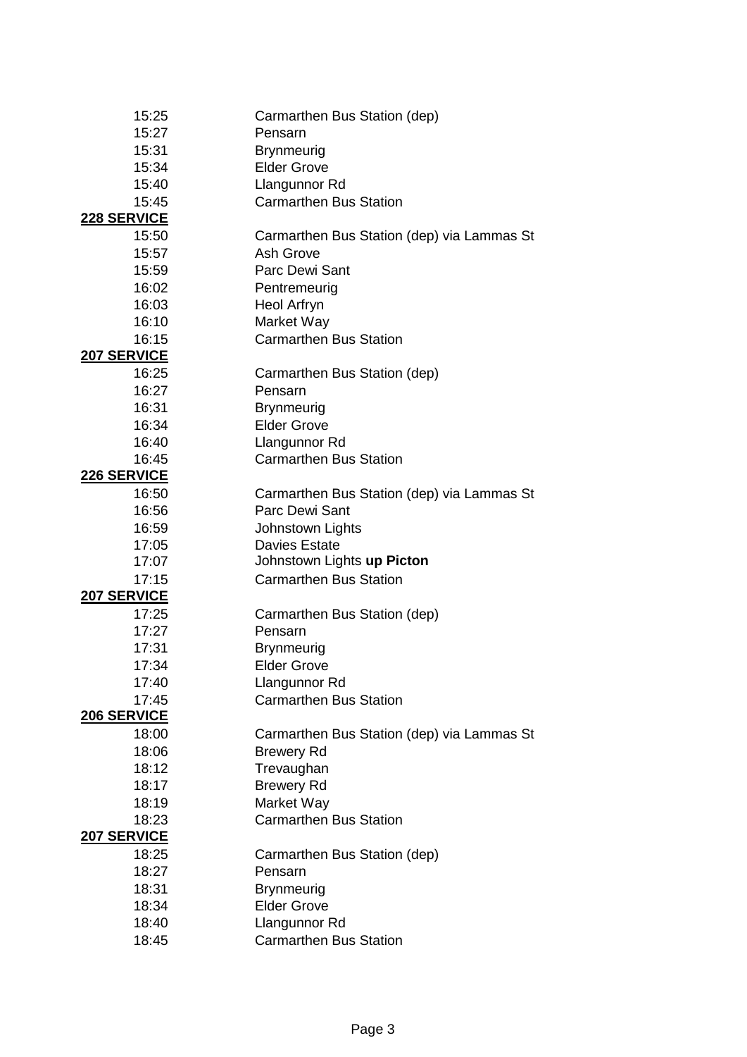| | |
|---|---|
| 15:25 | Carmarthen Bus Station (dep) |
| 15:27 | Pensarn |
| 15:31 | Brynmeurig |
| 15:34 | Elder Grove |
| 15:40 | Llangunnor Rd |
| 15:45 | Carmarthen Bus Station |
| **228 SERVICE** | |
| 15:50 | Carmarthen Bus Station (dep) via Lammas St |
| 15:57 | Ash Grove |
| 15:59 | Parc Dewi Sant |
| 16:02 | Pentremeurig |
| 16:03 | Heol Arfryn |
| 16:10 | Market Way |
| 16:15 | Carmarthen Bus Station |
| **207 SERVICE** | |
| 16:25 | Carmarthen Bus Station (dep) |
| 16:27 | Pensarn |
| 16:31 | Brynmeurig |
| 16:34 | Elder Grove |
| 16:40 | Llangunnor Rd |
| 16:45 | Carmarthen Bus Station |
| **226 SERVICE** | |
| 16:50 | Carmarthen Bus Station (dep) via Lammas St |
| 16:56 | Parc Dewi Sant |
| 16:59 | Johnstown Lights |
| 17:05 | Davies Estate |
| 17:07 | Johnstown Lights **up Picton** |
| 17:15 | Carmarthen Bus Station |
| **207 SERVICE** | |
| 17:25 | Carmarthen Bus Station (dep) |
| 17:27 | Pensarn |
| 17:31 | Brynmeurig |
| 17:34 | Elder Grove |
| 17:40 | Llangunnor Rd |
| 17:45 | Carmarthen Bus Station |
| **206 SERVICE** | |
| 18:00 | Carmarthen Bus Station (dep) via Lammas St |
| 18:06 | Brewery Rd |
| 18:12 | Trevaughan |
| 18:17 | Brewery Rd |
| 18:19 | Market Way |
| 18:23 | Carmarthen Bus Station |
| **207 SERVICE** | |
| 18:25 | Carmarthen Bus Station (dep) |
| 18:27 | Pensarn |
| 18:31 | Brynmeurig |
| 18:34 | Elder Grove |
| 18:40 | Llangunnor Rd |
| 18:45 | Carmarthen Bus Station |